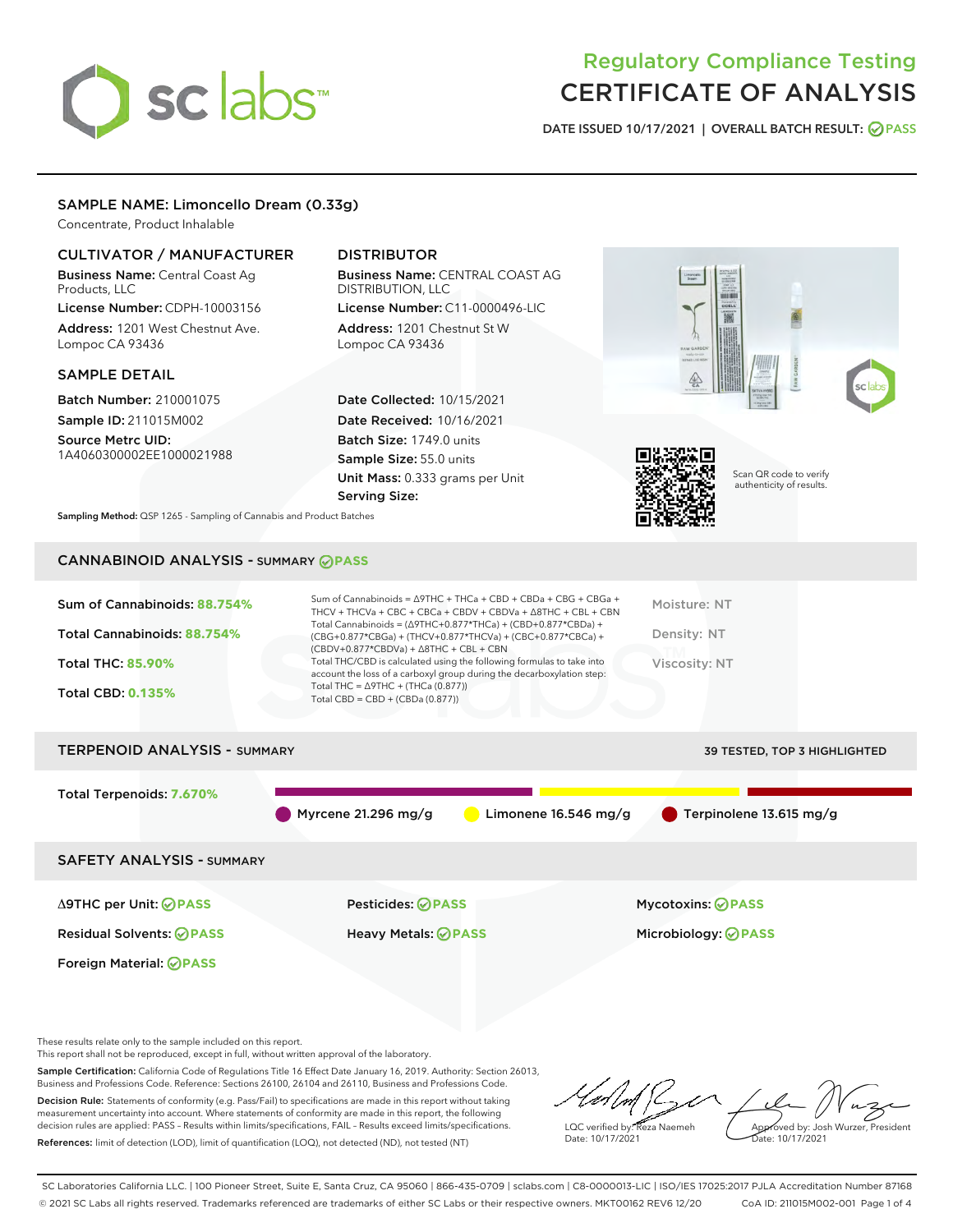# Regulatory Compliance Testing
# CERTIFICATE OF ANALYSIS

DATE ISSUED 10/17/2021 | OVERALL BATCH RESULT: PASS

## SAMPLE NAME: Limoncello Dream (0.33g)

Concentrate, Product Inhalable

### CULTIVATOR / MANUFACTURER

**Business Name:** Central Coast Ag Products, LLC

**License Number:** CDPH-10003156

**Address:** 1201 West Chestnut Ave. Lompoc CA 93436

### DISTRIBUTOR

**Business Name:** CENTRAL COAST AG DISTRIBUTION, LLC

**License Number:** C11-0000496-LIC

**Address:** 1201 Chestnut St W Lompoc CA 93436

### SAMPLE DETAIL

**Batch Number:** 210001075

**Sample ID:** 211015M002

**Source Metrc UID:** 1A4060300002EE1000021988

**Date Collected:** 10/15/2021

**Date Received:** 10/16/2021

**Batch Size:** 1749.0 units

**Sample Size:** 55.0 units

**Unit Mass:** 0.333 grams per Unit

**Serving Size:**

Scan QR code to verify authenticity of results.

**Sampling Method:** QSP 1265 - Sampling of Cannabis and Product Batches

## CANNABINOID ANALYSIS - SUMMARY PASS

Sum of Cannabinoids: **88.754%**

Total Cannabinoids: **88.754%**

Total THC: **85.90%**

Total CBD: **0.135%**

Sum of Cannabinoids = Δ9THC + THCa + CBD + CBDa + CBG + CBGa + THCV + THCVa + CBC + CBCa + CBDV + CBDVa + Δ8THC + CBL + CBN

Total Cannabinoids = (Δ9THC+0.877*THCa) + (CBD+0.877*CBDa) + (CBG+0.877*CBGa) + (THCV+0.877*THCVa) + (CBC+0.877*CBCa) + (CBDV+0.877*CBDVa) + Δ8THC + CBL + CBN

Total THC/CBD is calculated using the following formulas to take into account the loss of a carboxyl group during the decarboxylation step:

Total THC = Δ9THC + (THCa (0.877))

Total CBD = CBD + (CBDa (0.877))

Moisture: NT

Density: NT

Viscosity: NT

## TERPENOID ANALYSIS - SUMMARY

39 TESTED, TOP 3 HIGHLIGHTED

Total Terpenoids: **7.670%**

Myrcene 21.296 mg/g | Limonene 16.546 mg/g | Terpinolene 13.615 mg/g

## SAFETY ANALYSIS - SUMMARY

| | | |
|---|---|---|
| Δ9THC per Unit: PASS | Pesticides: PASS | Mycotoxins: PASS |
| Residual Solvents: PASS | Heavy Metals: PASS | Microbiology: PASS |
| Foreign Material: PASS | | |

These results relate only to the sample included on this report.
This report shall not be reproduced, except in full, without written approval of the laboratory.

**Sample Certification:** California Code of Regulations Title 16 Effect Date January 16, 2019. Authority: Section 26013, Business and Professions Code. Reference: Sections 26100, 26104 and 26110, Business and Professions Code.

**Decision Rule:** Statements of conformity (e.g. Pass/Fail) to specifications are made in this report without taking measurement uncertainty into account. Where statements of conformity are made in this report, the following decision rules are applied: PASS – Results within limits/specifications, FAIL – Results exceed limits/specifications.

**References:** limit of detection (LOD), limit of quantification (LOQ), not detected (ND), not tested (NT)

LQC verified by: Reza Naemeh
Date: 10/17/2021

Approved by: Josh Wurzer, President
Date: 10/17/2021

SC Laboratories California LLC. | 100 Pioneer Street, Suite E, Santa Cruz, CA 95060 | 866-435-0709 | sclabs.com | C8-0000013-LIC | ISO/IES 17025:2017 PJLA Accreditation Number 87168
© 2021 SC Labs all rights reserved. Trademarks referenced are trademarks of either SC Labs or their respective owners. MKT00162 REV6 12/20 CoA ID: 211015M002-001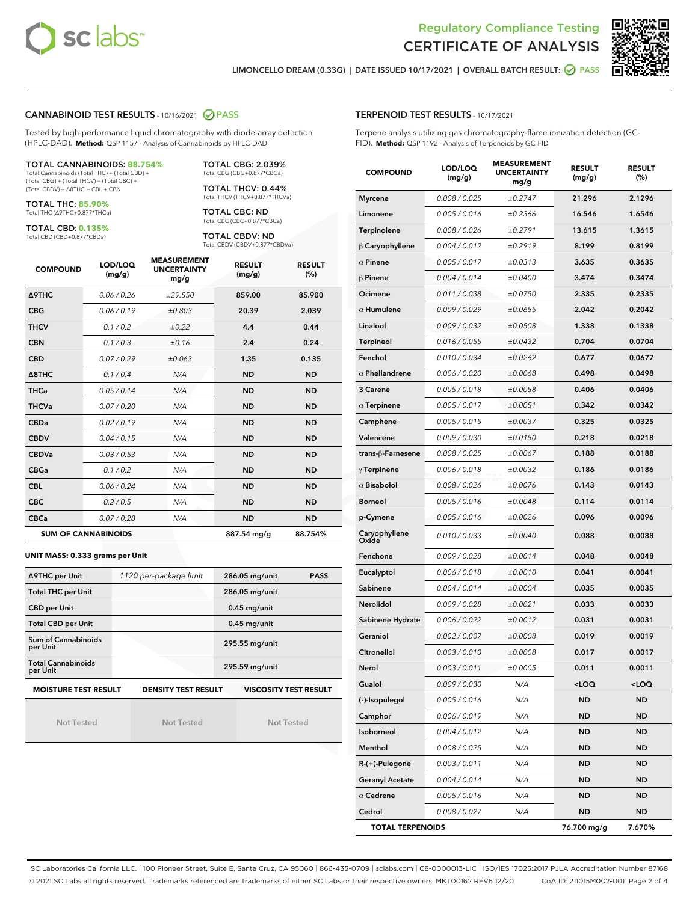# Regulatory Compliance Testing
# CERTIFICATE OF ANALYSIS

LIMONCELLO DREAM (0.33G) | DATE ISSUED 10/17/2021 | OVERALL BATCH RESULT: PASS

## CANNABINOID TEST RESULTS - 10/16/2021 PASS

Tested by high-performance liquid chromatography with diode-array detection (HPLC-DAD). **Method:** QSP 1157 - Analysis of Cannabinoids by HPLC-DAD

**TOTAL CANNABINOIDS: 88.754%**
Total Cannabinoids (Total THC) + (Total CBD) + (Total CBG) + (Total THCV) + (Total CBC) + (Total CBDV) + Δ8THC + CBL + CBN

**TOTAL THC: 85.90%**
Total THC (Δ9THC+0.877*THCa)

**TOTAL CBD: 0.135%**
Total CBD (CBD+0.877*CBDa)

**TOTAL CBG: 2.039%**
Total CBG (CBG+0.877*CBGa)

**TOTAL THCV: 0.44%**
Total THCV (THCV+0.877*THCVa)

**TOTAL CBC: ND**
Total CBC (CBC+0.877*CBCa)

**TOTAL CBDV: ND**
Total CBDV (CBDV+0.877*CBDVa)

| COMPOUND | LOD/LOQ (mg/g) | MEASUREMENT UNCERTAINTY mg/g | RESULT (mg/g) | RESULT (%) |
|---|---|---|---|---|
| Δ9THC | 0.06 / 0.26 | ±29.550 | 859.00 | 85.900 |
| CBG | 0.06 / 0.19 | ±0.803 | 20.39 | 2.039 |
| THCV | 0.1 / 0.2 | ±0.22 | 4.4 | 0.44 |
| CBN | 0.1 / 0.3 | ±0.16 | 2.4 | 0.24 |
| CBD | 0.07 / 0.29 | ±0.063 | 1.35 | 0.135 |
| Δ8THC | 0.1 / 0.4 | N/A | ND | ND |
| THCa | 0.05 / 0.14 | N/A | ND | ND |
| THCVa | 0.07 / 0.20 | N/A | ND | ND |
| CBDa | 0.02 / 0.19 | N/A | ND | ND |
| CBDV | 0.04 / 0.15 | N/A | ND | ND |
| CBDVa | 0.03 / 0.53 | N/A | ND | ND |
| CBGa | 0.1 / 0.2 | N/A | ND | ND |
| CBL | 0.06 / 0.24 | N/A | ND | ND |
| CBC | 0.2 / 0.5 | N/A | ND | ND |
| CBCa | 0.07 / 0.28 | N/A | ND | ND |
| **SUM OF CANNABINOIDS** | | | 887.54 mg/g | 88.754% |

### UNIT MASS: 0.333 grams per Unit

| | | | |
|---|---|---|---|
| Δ9THC per Unit | 1120 per-package limit | 286.05 mg/unit | PASS |
| Total THC per Unit | | 286.05 mg/unit | |
| CBD per Unit | | 0.45 mg/unit | |
| Total CBD per Unit | | 0.45 mg/unit | |
| Sum of Cannabinoids per Unit | | 295.55 mg/unit | |
| Total Cannabinoids per Unit | | 295.59 mg/unit | |

| MOISTURE TEST RESULT | DENSITY TEST RESULT | VISCOSITY TEST RESULT |
|---|---|---|
| Not Tested | Not Tested | Not Tested |

## TERPENOID TEST RESULTS - 10/17/2021

Terpene analysis utilizing gas chromatography-flame ionization detection (GC-FID). **Method:** QSP 1192 - Analysis of Terpenoids by GC-FID

| COMPOUND | LOD/LOQ (mg/g) | MEASUREMENT UNCERTAINTY mg/g | RESULT (mg/g) | RESULT (%) |
|---|---|---|---|---|
| Myrcene | 0.008 / 0.025 | ±0.2747 | 21.296 | 2.1296 |
| Limonene | 0.005 / 0.016 | ±0.2366 | 16.546 | 1.6546 |
| Terpinolene | 0.008 / 0.026 | ±0.2791 | 13.615 | 1.3615 |
| β Caryophyllene | 0.004 / 0.012 | ±0.2919 | 8.199 | 0.8199 |
| α Pinene | 0.005 / 0.017 | ±0.0313 | 3.635 | 0.3635 |
| β Pinene | 0.004 / 0.014 | ±0.0400 | 3.474 | 0.3474 |
| Ocimene | 0.011 / 0.038 | ±0.0750 | 2.335 | 0.2335 |
| α Humulene | 0.009 / 0.029 | ±0.0655 | 2.042 | 0.2042 |
| Linalool | 0.009 / 0.032 | ±0.0508 | 1.338 | 0.1338 |
| Terpineol | 0.016 / 0.055 | ±0.0432 | 0.704 | 0.0704 |
| Fenchol | 0.010 / 0.034 | ±0.0262 | 0.677 | 0.0677 |
| α Phellandrene | 0.006 / 0.020 | ±0.0068 | 0.498 | 0.0498 |
| 3 Carene | 0.005 / 0.018 | ±0.0058 | 0.406 | 0.0406 |
| α Terpinene | 0.005 / 0.017 | ±0.0051 | 0.342 | 0.0342 |
| Camphene | 0.005 / 0.015 | ±0.0037 | 0.325 | 0.0325 |
| Valencene | 0.009 / 0.030 | ±0.0150 | 0.218 | 0.0218 |
| trans-β-Farnesene | 0.008 / 0.025 | ±0.0067 | 0.188 | 0.0188 |
| γ Terpinene | 0.006 / 0.018 | ±0.0032 | 0.186 | 0.0186 |
| α Bisabolol | 0.008 / 0.026 | ±0.0076 | 0.143 | 0.0143 |
| Borneol | 0.005 / 0.016 | ±0.0048 | 0.114 | 0.0114 |
| p-Cymene | 0.005 / 0.016 | ±0.0026 | 0.096 | 0.0096 |
| Caryophyllene Oxide | 0.010 / 0.033 | ±0.0040 | 0.088 | 0.0088 |
| Fenchone | 0.009 / 0.028 | ±0.0014 | 0.048 | 0.0048 |
| Eucalyptol | 0.006 / 0.018 | ±0.0010 | 0.041 | 0.0041 |
| Sabinene | 0.004 / 0.014 | ±0.0004 | 0.035 | 0.0035 |
| Nerolidol | 0.009 / 0.028 | ±0.0021 | 0.033 | 0.0033 |
| Sabinene Hydrate | 0.006 / 0.022 | ±0.0012 | 0.031 | 0.0031 |
| Geraniol | 0.002 / 0.007 | ±0.0008 | 0.019 | 0.0019 |
| Citronellol | 0.003 / 0.010 | ±0.0008 | 0.017 | 0.0017 |
| Nerol | 0.003 / 0.011 | ±0.0005 | 0.011 | 0.0011 |
| Guaiol | 0.009 / 0.030 | N/A | <LOQ | <LOQ |
| (-)-Isopulegol | 0.005 / 0.016 | N/A | ND | ND |
| Camphor | 0.006 / 0.019 | N/A | ND | ND |
| Isoborneol | 0.004 / 0.012 | N/A | ND | ND |
| Menthol | 0.008 / 0.025 | N/A | ND | ND |
| R-(+)-Pulegone | 0.003 / 0.011 | N/A | ND | ND |
| Geranyl Acetate | 0.004 / 0.014 | N/A | ND | ND |
| α Cedrene | 0.005 / 0.016 | N/A | ND | ND |
| Cedrol | 0.008 / 0.027 | N/A | ND | ND |
| **TOTAL TERPENOIDS** | | | 76.700 mg/g | 7.670% |

SC Laboratories California LLC. | 100 Pioneer Street, Suite E, Santa Cruz, CA 95060 | 866-435-0709 | sclabs.com | C8-0000013-LIC | ISO/IES 17025:2017 PJLA Accreditation Number 87168
© 2021 SC Labs all rights reserved. Trademarks referenced are trademarks of either SC Labs or their respective owners. MKT00162 REV6 12/20 CoA ID: 211015M002-001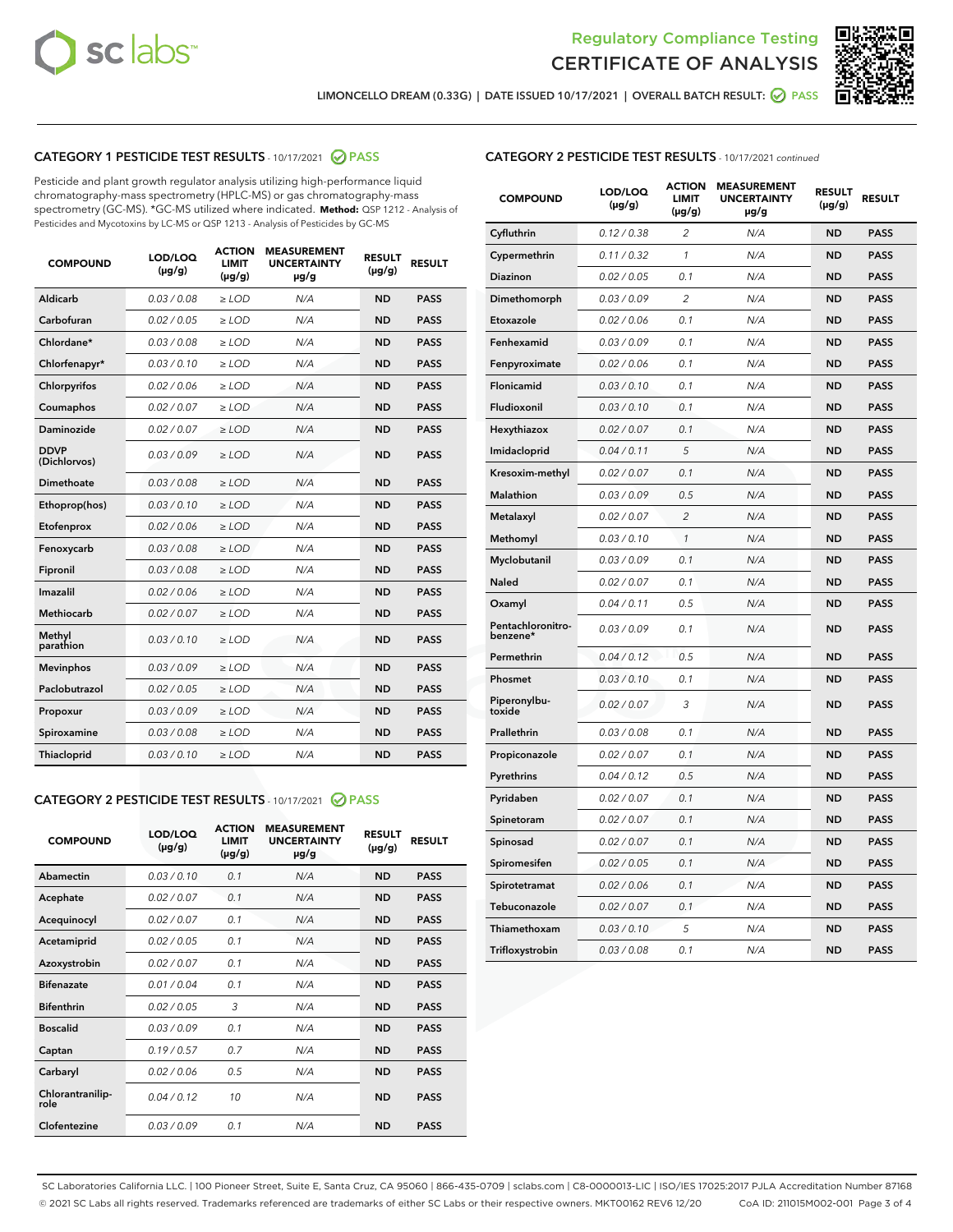Regulatory Compliance Testing
CERTIFICATE OF ANALYSIS

LIMONCELLO DREAM (0.33G) | DATE ISSUED 10/17/2021 | OVERALL BATCH RESULT: PASS

## CATEGORY 1 PESTICIDE TEST RESULTS - 10/17/2021 PASS

Pesticide and plant growth regulator analysis utilizing high-performance liquid chromatography-mass spectrometry (HPLC-MS) or gas chromatography-mass spectrometry (GC-MS). *GC-MS utilized where indicated. **Method:** QSP 1212 - Analysis of Pesticides and Mycotoxins by LC-MS or QSP 1213 - Analysis of Pesticides by GC-MS

| COMPOUND | LOD/LOQ (µg/g) | ACTION LIMIT (µg/g) | MEASUREMENT UNCERTAINTY µg/g | RESULT (µg/g) | RESULT |
|---|---|---|---|---|---|
| Aldicarb | 0.03 / 0.08 | ≥ LOD | N/A | ND | PASS |
| Carbofuran | 0.02 / 0.05 | ≥ LOD | N/A | ND | PASS |
| Chlordane* | 0.03 / 0.08 | ≥ LOD | N/A | ND | PASS |
| Chlorfenapyr* | 0.03 / 0.10 | ≥ LOD | N/A | ND | PASS |
| Chlorpyrifos | 0.02 / 0.06 | ≥ LOD | N/A | ND | PASS |
| Coumaphos | 0.02 / 0.07 | ≥ LOD | N/A | ND | PASS |
| Daminozide | 0.02 / 0.07 | ≥ LOD | N/A | ND | PASS |
| DDVP (Dichlorvos) | 0.03 / 0.09 | ≥ LOD | N/A | ND | PASS |
| Dimethoate | 0.03 / 0.08 | ≥ LOD | N/A | ND | PASS |
| Ethoprop(hos) | 0.03 / 0.10 | ≥ LOD | N/A | ND | PASS |
| Etofenprox | 0.02 / 0.06 | ≥ LOD | N/A | ND | PASS |
| Fenoxycarb | 0.03 / 0.08 | ≥ LOD | N/A | ND | PASS |
| Fipronil | 0.03 / 0.08 | ≥ LOD | N/A | ND | PASS |
| Imazalil | 0.02 / 0.06 | ≥ LOD | N/A | ND | PASS |
| Methiocarb | 0.02 / 0.07 | ≥ LOD | N/A | ND | PASS |
| Methyl parathion | 0.03 / 0.10 | ≥ LOD | N/A | ND | PASS |
| Mevinphos | 0.03 / 0.09 | ≥ LOD | N/A | ND | PASS |
| Paclobutrazol | 0.02 / 0.05 | ≥ LOD | N/A | ND | PASS |
| Propoxur | 0.03 / 0.09 | ≥ LOD | N/A | ND | PASS |
| Spiroxamine | 0.03 / 0.08 | ≥ LOD | N/A | ND | PASS |
| Thiacloprid | 0.03 / 0.10 | ≥ LOD | N/A | ND | PASS |

## CATEGORY 2 PESTICIDE TEST RESULTS - 10/17/2021 PASS

| COMPOUND | LOD/LOQ (µg/g) | ACTION LIMIT (µg/g) | MEASUREMENT UNCERTAINTY µg/g | RESULT (µg/g) | RESULT |
|---|---|---|---|---|---|
| Abamectin | 0.03 / 0.10 | 0.1 | N/A | ND | PASS |
| Acephate | 0.02 / 0.07 | 0.1 | N/A | ND | PASS |
| Acequinocyl | 0.02 / 0.07 | 0.1 | N/A | ND | PASS |
| Acetamiprid | 0.02 / 0.05 | 0.1 | N/A | ND | PASS |
| Azoxystrobin | 0.02 / 0.07 | 0.1 | N/A | ND | PASS |
| Bifenazate | 0.01 / 0.04 | 0.1 | N/A | ND | PASS |
| Bifenthrin | 0.02 / 0.05 | 3 | N/A | ND | PASS |
| Boscalid | 0.03 / 0.09 | 0.1 | N/A | ND | PASS |
| Captan | 0.19 / 0.57 | 0.7 | N/A | ND | PASS |
| Carbaryl | 0.02 / 0.06 | 0.5 | N/A | ND | PASS |
| Chlorantraniliprole | 0.04 / 0.12 | 10 | N/A | ND | PASS |
| Clofentezine | 0.03 / 0.09 | 0.1 | N/A | ND | PASS |
| Cyfluthrin | 0.12 / 0.38 | 2 | N/A | ND | PASS |
| Cypermethrin | 0.11 / 0.32 | 1 | N/A | ND | PASS |
| Diazinon | 0.02 / 0.05 | 0.1 | N/A | ND | PASS |
| Dimethomorph | 0.03 / 0.09 | 2 | N/A | ND | PASS |
| Etoxazole | 0.02 / 0.06 | 0.1 | N/A | ND | PASS |
| Fenhexamid | 0.03 / 0.09 | 0.1 | N/A | ND | PASS |
| Fenpyroximate | 0.02 / 0.06 | 0.1 | N/A | ND | PASS |
| Flonicamid | 0.03 / 0.10 | 0.1 | N/A | ND | PASS |
| Fludioxonil | 0.03 / 0.10 | 0.1 | N/A | ND | PASS |
| Hexythiazox | 0.02 / 0.07 | 0.1 | N/A | ND | PASS |
| Imidacloprid | 0.04 / 0.11 | 5 | N/A | ND | PASS |
| Kresoxim-methyl | 0.02 / 0.07 | 0.1 | N/A | ND | PASS |
| Malathion | 0.03 / 0.09 | 0.5 | N/A | ND | PASS |
| Metalaxyl | 0.02 / 0.07 | 2 | N/A | ND | PASS |
| Methomyl | 0.03 / 0.10 | 1 | N/A | ND | PASS |
| Myclobutanil | 0.03 / 0.09 | 0.1 | N/A | ND | PASS |
| Naled | 0.02 / 0.07 | 0.1 | N/A | ND | PASS |
| Oxamyl | 0.04 / 0.11 | 0.5 | N/A | ND | PASS |
| Pentachloronitrobenzene* | 0.03 / 0.09 | 0.1 | N/A | ND | PASS |
| Permethrin | 0.04 / 0.12 | 0.5 | N/A | ND | PASS |
| Phosmet | 0.03 / 0.10 | 0.1 | N/A | ND | PASS |
| Piperonylbutoxide | 0.02 / 0.07 | 3 | N/A | ND | PASS |
| Prallethrin | 0.03 / 0.08 | 0.1 | N/A | ND | PASS |
| Propiconazole | 0.02 / 0.07 | 0.1 | N/A | ND | PASS |
| Pyrethrins | 0.04 / 0.12 | 0.5 | N/A | ND | PASS |
| Pyridaben | 0.02 / 0.07 | 0.1 | N/A | ND | PASS |
| Spinetoram | 0.02 / 0.07 | 0.1 | N/A | ND | PASS |
| Spinosad | 0.02 / 0.07 | 0.1 | N/A | ND | PASS |
| Spiromesifen | 0.02 / 0.05 | 0.1 | N/A | ND | PASS |
| Spirotetramat | 0.02 / 0.06 | 0.1 | N/A | ND | PASS |
| Tebuconazole | 0.02 / 0.07 | 0.1 | N/A | ND | PASS |
| Thiamethoxam | 0.03 / 0.10 | 5 | N/A | ND | PASS |
| Trifloxystrobin | 0.03 / 0.08 | 0.1 | N/A | ND | PASS |

SC Laboratories California LLC. | 100 Pioneer Street, Suite E, Santa Cruz, CA 95060 | 866-435-0709 | sclabs.com | C8-0000013-LIC | ISO/IES 17025:2017 PJLA Accreditation Number 87168
© 2021 SC Labs all rights reserved. Trademarks referenced are trademarks of either SC Labs or their respective owners. MKT00162 REV6 12/20 CoA ID: 211015M002-001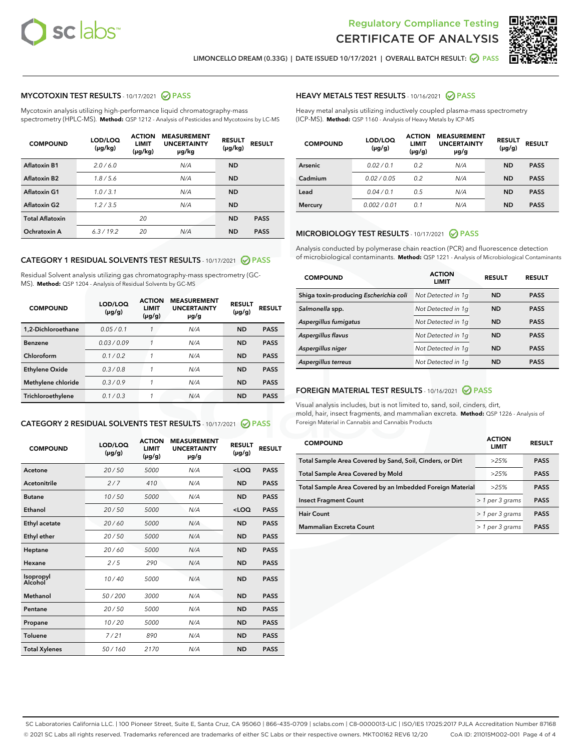Regulatory Compliance Testing

# CERTIFICATE OF ANALYSIS

LIMONCELLO DREAM (0.33G) | DATE ISSUED 10/17/2021 | OVERALL BATCH RESULT: PASS

## MYCOTOXIN TEST RESULTS - 10/17/2021 PASS

Mycotoxin analysis utilizing high-performance liquid chromatography-mass spectrometry (HPLC-MS). **Method:** QSP 1212 - Analysis of Pesticides and Mycotoxins by LC-MS

| COMPOUND | LOD/LOQ (µg/kg) | ACTION LIMIT (µg/kg) | MEASUREMENT UNCERTAINTY µg/kg | RESULT (µg/kg) | RESULT |
|---|---|---|---|---|---|
| Aflatoxin B1 | 2.0 / 6.0 | | N/A | ND | |
| Aflatoxin B2 | 1.8 / 5.6 | | N/A | ND | |
| Aflatoxin G1 | 1.0 / 3.1 | | N/A | ND | |
| Aflatoxin G2 | 1.2 / 3.5 | | N/A | ND | |
| Total Aflatoxin | | 20 | | ND | PASS |
| Ochratoxin A | 6.3 / 19.2 | 20 | N/A | ND | PASS |

## CATEGORY 1 RESIDUAL SOLVENTS TEST RESULTS - 10/17/2021 PASS

Residual Solvent analysis utilizing gas chromatography-mass spectrometry (GC-MS). **Method:** QSP 1204 - Analysis of Residual Solvents by GC-MS

| COMPOUND | LOD/LOQ (µg/g) | ACTION LIMIT (µg/g) | MEASUREMENT UNCERTAINTY µg/g | RESULT (µg/g) | RESULT |
|---|---|---|---|---|---|
| 1,2-Dichloroethane | 0.05 / 0.1 | 1 | N/A | ND | PASS |
| Benzene | 0.03 / 0.09 | 1 | N/A | ND | PASS |
| Chloroform | 0.1 / 0.2 | 1 | N/A | ND | PASS |
| Ethylene Oxide | 0.3 / 0.8 | 1 | N/A | ND | PASS |
| Methylene chloride | 0.3 / 0.9 | 1 | N/A | ND | PASS |
| Trichloroethylene | 0.1 / 0.3 | 1 | N/A | ND | PASS |

## CATEGORY 2 RESIDUAL SOLVENTS TEST RESULTS - 10/17/2021 PASS

| COMPOUND | LOD/LOQ (µg/g) | ACTION LIMIT (µg/g) | MEASUREMENT UNCERTAINTY µg/g | RESULT (µg/g) | RESULT |
|---|---|---|---|---|---|
| Acetone | 20 / 50 | 5000 | N/A | <LOQ | PASS |
| Acetonitrile | 2 / 7 | 410 | N/A | ND | PASS |
| Butane | 10 / 50 | 5000 | N/A | ND | PASS |
| Ethanol | 20 / 50 | 5000 | N/A | <LOQ | PASS |
| Ethyl acetate | 20 / 60 | 5000 | N/A | ND | PASS |
| Ethyl ether | 20 / 50 | 5000 | N/A | ND | PASS |
| Heptane | 20 / 60 | 5000 | N/A | ND | PASS |
| Hexane | 2 / 5 | 290 | N/A | ND | PASS |
| Isopropyl Alcohol | 10 / 40 | 5000 | N/A | ND | PASS |
| Methanol | 50 / 200 | 3000 | N/A | ND | PASS |
| Pentane | 20 / 50 | 5000 | N/A | ND | PASS |
| Propane | 10 / 20 | 5000 | N/A | ND | PASS |
| Toluene | 7 / 21 | 890 | N/A | ND | PASS |
| Total Xylenes | 50 / 160 | 2170 | N/A | ND | PASS |

## HEAVY METALS TEST RESULTS - 10/16/2021 PASS

Heavy metal analysis utilizing inductively coupled plasma-mass spectrometry (ICP-MS). **Method:** QSP 1160 - Analysis of Heavy Metals by ICP-MS

| COMPOUND | LOD/LOQ (µg/g) | ACTION LIMIT (µg/g) | MEASUREMENT UNCERTAINTY µg/g | RESULT (µg/g) | RESULT |
|---|---|---|---|---|---|
| Arsenic | 0.02 / 0.1 | 0.2 | N/A | ND | PASS |
| Cadmium | 0.02 / 0.05 | 0.2 | N/A | ND | PASS |
| Lead | 0.04 / 0.1 | 0.5 | N/A | ND | PASS |
| Mercury | 0.002 / 0.01 | 0.1 | N/A | ND | PASS |

## MICROBIOLOGY TEST RESULTS - 10/17/2021 PASS

Analysis conducted by polymerase chain reaction (PCR) and fluorescence detection of microbiological contaminants. **Method:** QSP 1221 - Analysis of Microbiological Contaminants

| COMPOUND | ACTION LIMIT | RESULT | RESULT |
|---|---|---|---|
| Shiga toxin-producing *Escherichia coli* | Not Detected in 1g | ND | PASS |
| *Salmonella* spp. | Not Detected in 1g | ND | PASS |
| *Aspergillus fumigatus* | Not Detected in 1g | ND | PASS |
| *Aspergillus flavus* | Not Detected in 1g | ND | PASS |
| *Aspergillus niger* | Not Detected in 1g | ND | PASS |
| *Aspergillus terreus* | Not Detected in 1g | ND | PASS |

## FOREIGN MATERIAL TEST RESULTS - 10/16/2021 PASS

Visual analysis includes, but is not limited to, sand, soil, cinders, dirt, mold, hair, insect fragments, and mammalian excreta. **Method:** QSP 1226 - Analysis of Foreign Material in Cannabis and Cannabis Products

| COMPOUND | ACTION LIMIT | RESULT |
|---|---|---|
| Total Sample Area Covered by Sand, Soil, Cinders, or Dirt | >25% | PASS |
| Total Sample Area Covered by Mold | >25% | PASS |
| Total Sample Area Covered by an Imbedded Foreign Material | >25% | PASS |
| Insect Fragment Count | > 1 per 3 grams | PASS |
| Hair Count | > 1 per 3 grams | PASS |
| Mammalian Excreta Count | > 1 per 3 grams | PASS |

SC Laboratories California LLC. | 100 Pioneer Street, Suite E, Santa Cruz, CA 95060 | 866-435-0709 | sclabs.com | C8-0000013-LIC | ISO/IES 17025:2017 PJLA Accreditation Number 87168
© 2021 SC Labs all rights reserved. Trademarks referenced are trademarks of either SC Labs or their respective owners. MKT00162 REV6 12/20 CoA ID: 211015M002-001